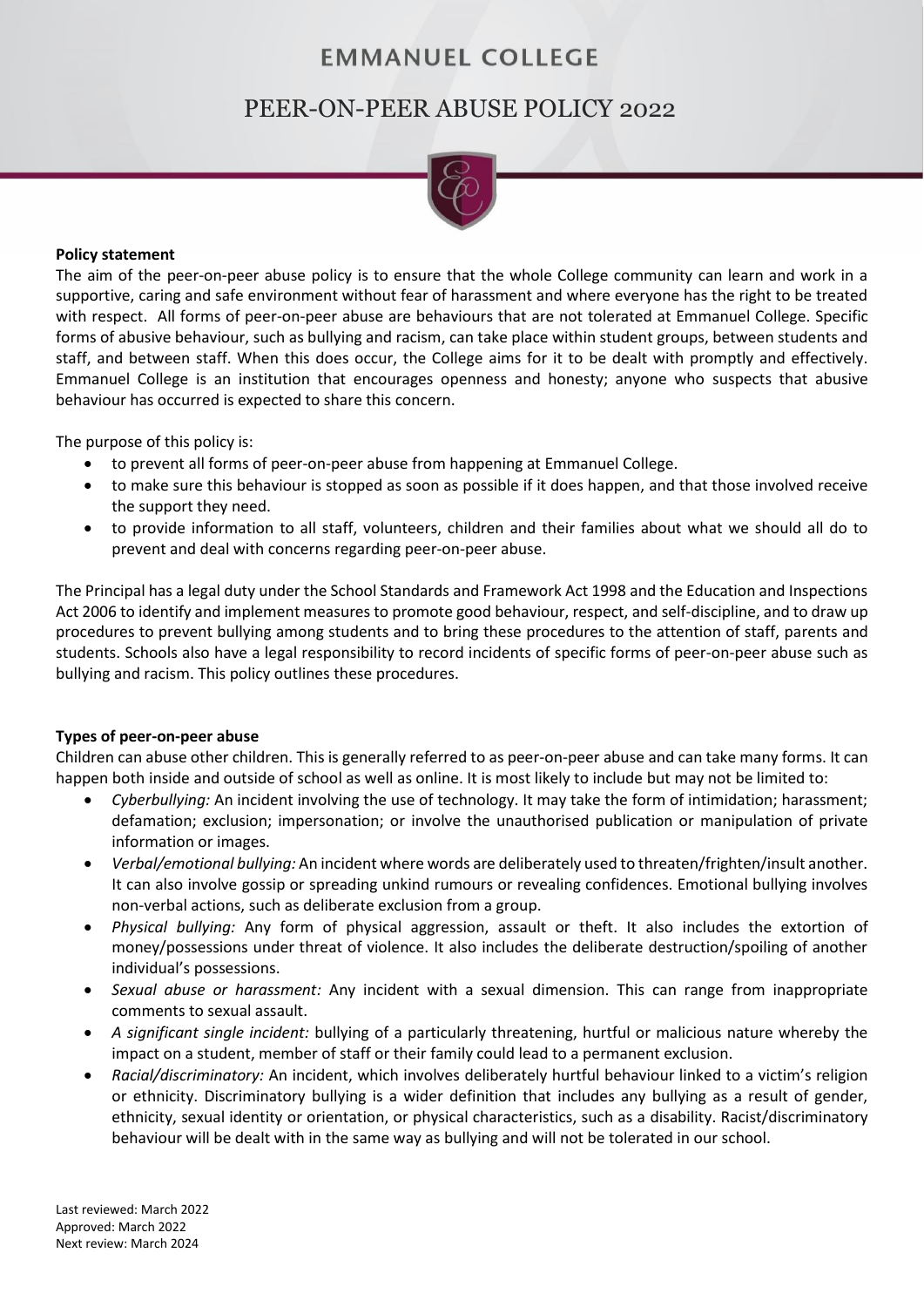# EMMANUEL COLLEGE

# PEER-ON-PEER ABUSE POLICY 2022

**Policy statement**

The aim of the peer-on-peer abuse policy is to ensure that the whole College community can learn and work in a supportive, caring and safe environment without fear of harassment and where everyone has the right to be treated with respect. All forms of peer-on-peer abuse are behaviours that are not tolerated at Emmanuel College. Specific forms of abusive behaviour, such as bullying and racism, can take place within student groups, between students and staff, and between staff. When this does occur, the College aims for it to be dealt with promptly and effectively. Emmanuel College is an institution that encourages openness and honesty; anyone who suspects that abusive behaviour has occurred is expected to share this concern.

The purpose of this policy is:

- to prevent all forms of peer-on-peer abuse from happening at Emmanuel College.
- to make sure this behaviour is stopped as soon as possible if it does happen, and that those involved receive the support they need.
- to provide information to all staff, volunteers, children and their families about what we should all do to prevent and deal with concerns regarding peer-on-peer abuse.

The Principal has a legal duty under the School Standards and Framework Act 1998 and the Education and Inspections Act 2006 to identify and implement measures to promote good behaviour, respect, and self-discipline, and to draw up procedures to prevent bullying among students and to bring these procedures to the attention of staff, parents and students. Schools also have a legal responsibility to record incidents of specific forms of peer-on-peer abuse such as bullying and racism. This policy outlines these procedures.

**Types of peer-on-peer abuse**

Children can abuse other children. This is generally referred to as peer-on-peer abuse and can take many forms. It can happen both inside and outside of school as well as online. It is most likely to include but may not be limited to:

- *Cyberbullying:* An incident involving the use of technology. It may take the form of intimidation; harassment; defamation; exclusion; impersonation; or involve the unauthorised publication or manipulation of private information or images.
- *Verbal/emotional bullying:* An incident where words are deliberately used to threaten/frighten/insult another. It can also involve gossip or spreading unkind rumours or revealing confidences. Emotional bullying involves non-verbal actions, such as deliberate exclusion from a group.
- *Physical bullying:* Any form of physical aggression, assault or theft. It also includes the extortion of money/possessions under threat of violence. It also includes the deliberate destruction/spoiling of another individual's possessions.
- *Sexual abuse or harassment:* Any incident with a sexual dimension. This can range from inappropriate comments to sexual assault.
- *A significant single incident:* bullying of a particularly threatening, hurtful or malicious nature whereby the impact on a student, member of staff or their family could lead to a permanent exclusion.
- *Racial/discriminatory:* An incident, which involves deliberately hurtful behaviour linked to a victim's religion or ethnicity. Discriminatory bullying is a wider definition that includes any bullying as a result of gender, ethnicity, sexual identity or orientation, or physical characteristics, such as a disability. Racist/discriminatory behaviour will be dealt with in the same way as bullying and will not be tolerated in our school.

Last reviewed: March 2022
Approved: March 2022
Next review: March 2024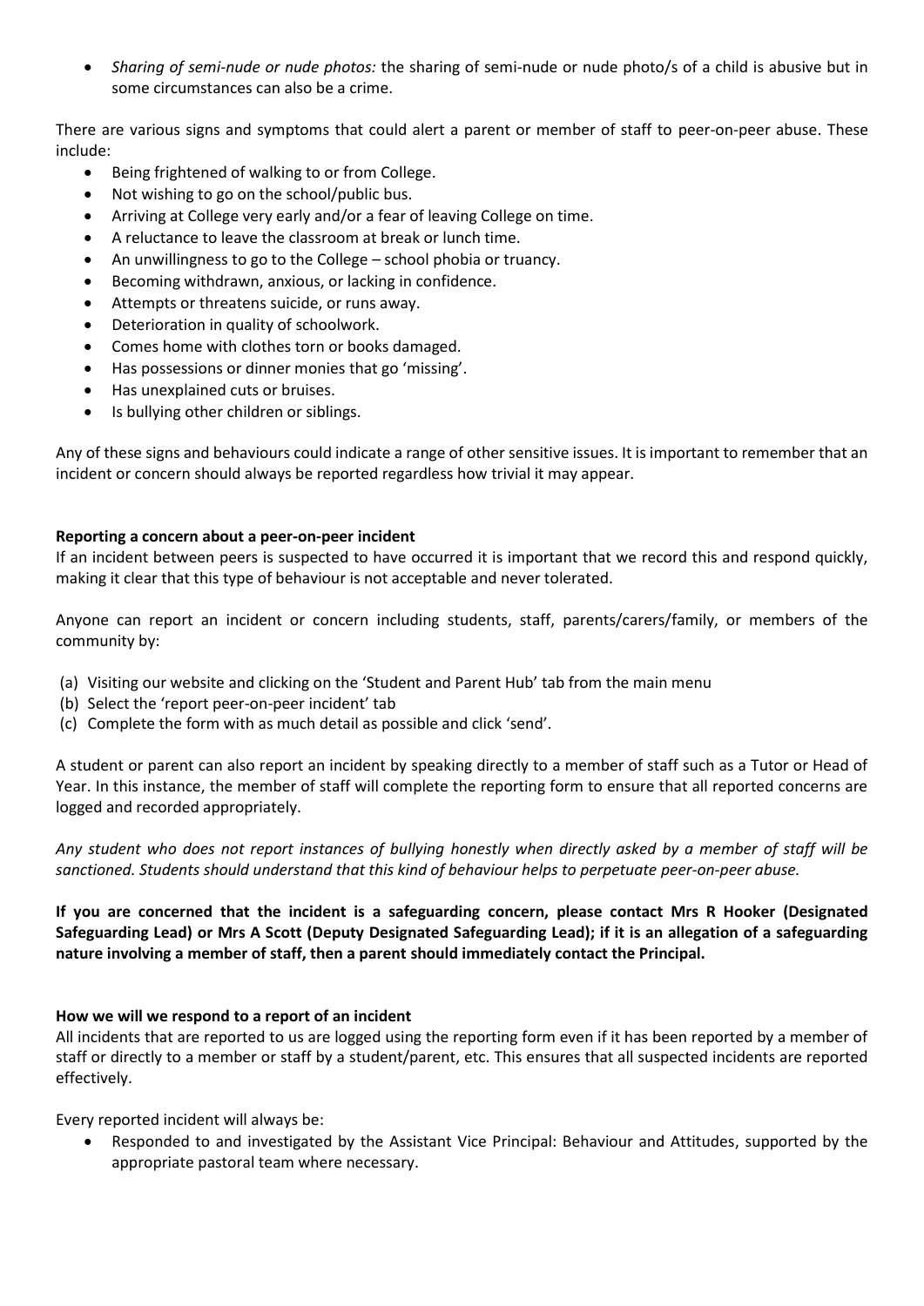- *Sharing of semi-nude or nude photos:* the sharing of semi-nude or nude photo/s of a child is abusive but in some circumstances can also be a crime.

There are various signs and symptoms that could alert a parent or member of staff to peer-on-peer abuse. These include:

- Being frightened of walking to or from College.
- Not wishing to go on the school/public bus.
- Arriving at College very early and/or a fear of leaving College on time.
- A reluctance to leave the classroom at break or lunch time.
- An unwillingness to go to the College – school phobia or truancy.
- Becoming withdrawn, anxious, or lacking in confidence.
- Attempts or threatens suicide, or runs away.
- Deterioration in quality of schoolwork.
- Comes home with clothes torn or books damaged.
- Has possessions or dinner monies that go 'missing'.
- Has unexplained cuts or bruises.
- Is bullying other children or siblings.

Any of these signs and behaviours could indicate a range of other sensitive issues. It is important to remember that an incident or concern should always be reported regardless how trivial it may appear.

**Reporting a concern about a peer-on-peer incident**

If an incident between peers is suspected to have occurred it is important that we record this and respond quickly, making it clear that this type of behaviour is not acceptable and never tolerated.

Anyone can report an incident or concern including students, staff, parents/carers/family, or members of the community by:

(a) Visiting our website and clicking on the 'Student and Parent Hub' tab from the main menu
(b) Select the 'report peer-on-peer incident' tab
(c) Complete the form with as much detail as possible and click 'send'.

A student or parent can also report an incident by speaking directly to a member of staff such as a Tutor or Head of Year. In this instance, the member of staff will complete the reporting form to ensure that all reported concerns are logged and recorded appropriately.

*Any student who does not report instances of bullying honestly when directly asked by a member of staff will be sanctioned. Students should understand that this kind of behaviour helps to perpetuate peer-on-peer abuse.*

**If you are concerned that the incident is a safeguarding concern, please contact Mrs R Hooker (Designated Safeguarding Lead) or Mrs A Scott (Deputy Designated Safeguarding Lead); if it is an allegation of a safeguarding nature involving a member of staff, then a parent should immediately contact the Principal.**

**How we will we respond to a report of an incident**

All incidents that are reported to us are logged using the reporting form even if it has been reported by a member of staff or directly to a member or staff by a student/parent, etc. This ensures that all suspected incidents are reported effectively.

Every reported incident will always be:

- Responded to and investigated by the Assistant Vice Principal: Behaviour and Attitudes, supported by the appropriate pastoral team where necessary.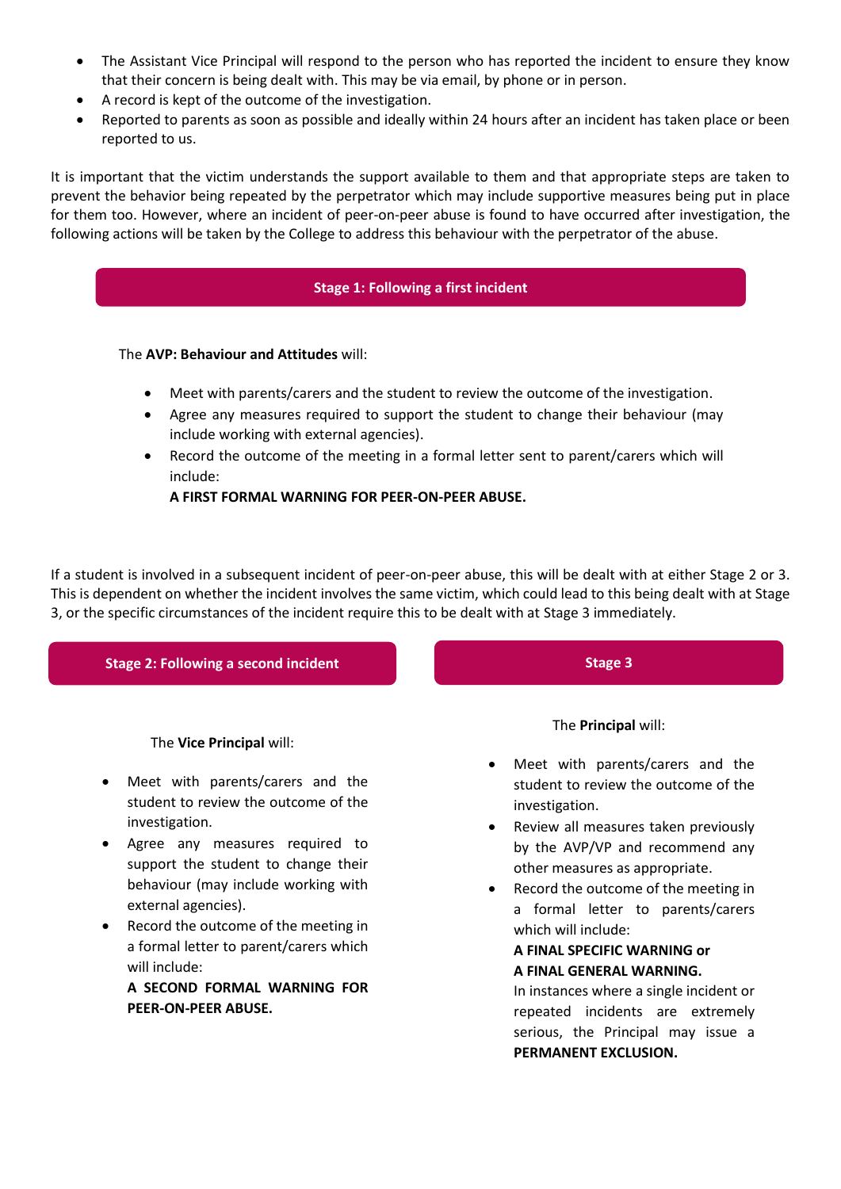- The Assistant Vice Principal will respond to the person who has reported the incident to ensure they know that their concern is being dealt with. This may be via email, by phone or in person.
- A record is kept of the outcome of the investigation.
- Reported to parents as soon as possible and ideally within 24 hours after an incident has taken place or been reported to us.

It is important that the victim understands the support available to them and that appropriate steps are taken to prevent the behavior being repeated by the perpetrator which may include supportive measures being put in place for them too. However, where an incident of peer-on-peer abuse is found to have occurred after investigation, the following actions will be taken by the College to address this behaviour with the perpetrator of the abuse.

## Stage 1: Following a first incident

The **AVP: Behaviour and Attitudes** will:

- Meet with parents/carers and the student to review the outcome of the investigation.
- Agree any measures required to support the student to change their behaviour (may include working with external agencies).
- Record the outcome of the meeting in a formal letter sent to parent/carers which will include:
  **A FIRST FORMAL WARNING FOR PEER-ON-PEER ABUSE.**

If a student is involved in a subsequent incident of peer-on-peer abuse, this will be dealt with at either Stage 2 or 3. This is dependent on whether the incident involves the same victim, which could lead to this being dealt with at Stage 3, or the specific circumstances of the incident require this to be dealt with at Stage 3 immediately.

## Stage 2: Following a second incident

The **Vice Principal** will:

- Meet with parents/carers and the student to review the outcome of the investigation.
- Agree any measures required to support the student to change their behaviour (may include working with external agencies).
- Record the outcome of the meeting in a formal letter to parent/carers which will include:
  **A SECOND FORMAL WARNING FOR PEER-ON-PEER ABUSE.**

## Stage 3

The **Principal** will:

- Meet with parents/carers and the student to review the outcome of the investigation.
- Review all measures taken previously by the AVP/VP and recommend any other measures as appropriate.
- Record the outcome of the meeting in a formal letter to parents/carers which will include:
  **A FINAL SPECIFIC WARNING or**
  **A FINAL GENERAL WARNING.**
  In instances where a single incident or repeated incidents are extremely serious, the Principal may issue a **PERMANENT EXCLUSION.**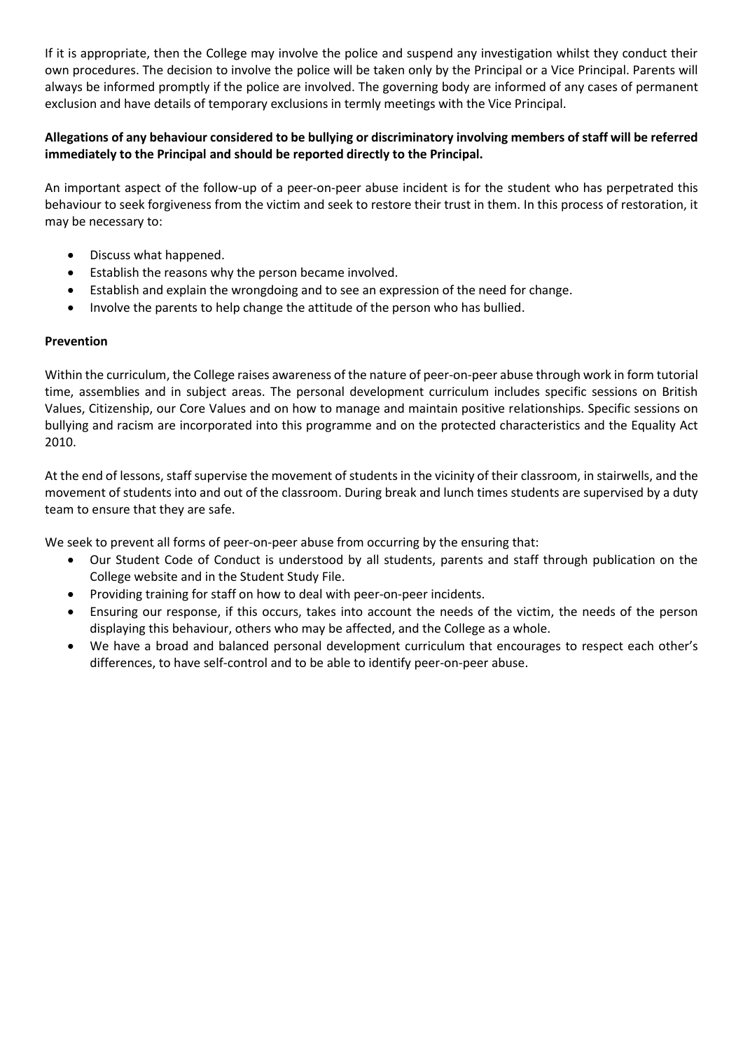If it is appropriate, then the College may involve the police and suspend any investigation whilst they conduct their own procedures. The decision to involve the police will be taken only by the Principal or a Vice Principal. Parents will always be informed promptly if the police are involved. The governing body are informed of any cases of permanent exclusion and have details of temporary exclusions in termly meetings with the Vice Principal.

**Allegations of any behaviour considered to be bullying or discriminatory involving members of staff will be referred immediately to the Principal and should be reported directly to the Principal.**

An important aspect of the follow-up of a peer-on-peer abuse incident is for the student who has perpetrated this behaviour to seek forgiveness from the victim and seek to restore their trust in them. In this process of restoration, it may be necessary to:

- Discuss what happened.
- Establish the reasons why the person became involved.
- Establish and explain the wrongdoing and to see an expression of the need for change.
- Involve the parents to help change the attitude of the person who has bullied.

**Prevention**

Within the curriculum, the College raises awareness of the nature of peer-on-peer abuse through work in form tutorial time, assemblies and in subject areas. The personal development curriculum includes specific sessions on British Values, Citizenship, our Core Values and on how to manage and maintain positive relationships. Specific sessions on bullying and racism are incorporated into this programme and on the protected characteristics and the Equality Act 2010.

At the end of lessons, staff supervise the movement of students in the vicinity of their classroom, in stairwells, and the movement of students into and out of the classroom. During break and lunch times students are supervised by a duty team to ensure that they are safe.

We seek to prevent all forms of peer-on-peer abuse from occurring by the ensuring that:

- Our Student Code of Conduct is understood by all students, parents and staff through publication on the College website and in the Student Study File.
- Providing training for staff on how to deal with peer-on-peer incidents.
- Ensuring our response, if this occurs, takes into account the needs of the victim, the needs of the person displaying this behaviour, others who may be affected, and the College as a whole.
- We have a broad and balanced personal development curriculum that encourages to respect each other's differences, to have self-control and to be able to identify peer-on-peer abuse.